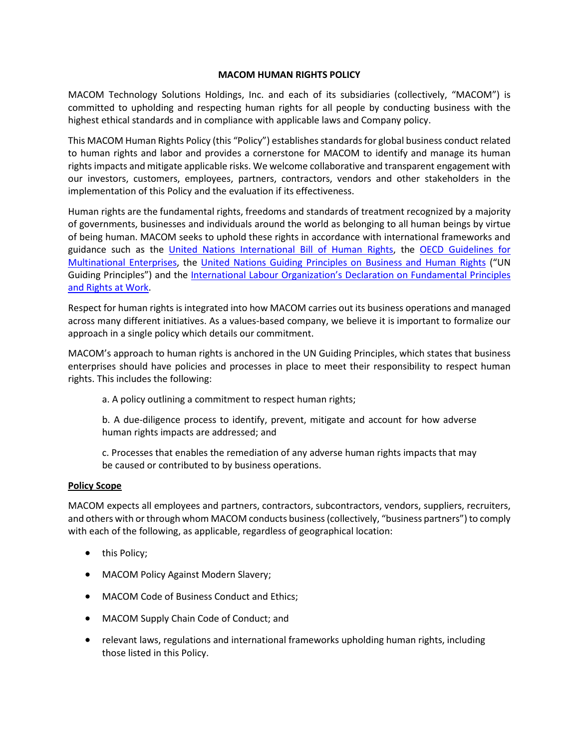# MACOM HUMAN RIGHTS POLICY

MACOM Technology Solutions Holdings, Inc. and each of its subsidiaries (collectively, "MACOM") is committed to upholding and respecting human rights for all people by conducting business with the highest ethical standards and in compliance with applicable laws and Company policy.

This MACOM Human Rights Policy (this "Policy") establishes standards for global business conduct related to human rights and labor and provides a cornerstone for MACOM to identify and manage its human rights impacts and mitigate applicable risks. We welcome collaborative and transparent engagement with our investors, customers, employees, partners, contractors, vendors and other stakeholders in the implementation of this Policy and the evaluation if its effectiveness.

Human rights are the fundamental rights, freedoms and standards of treatment recognized by a majority of governments, businesses and individuals around the world as belonging to all human beings by virtue of being human. MACOM seeks to uphold these rights in accordance with international frameworks and guidance such as the United Nations International Bill of Human Rights, the OECD Guidelines for Multinational Enterprises, the United Nations Guiding Principles on Business and Human Rights ("UN Guiding Principles") and the International Labour Organization's Declaration on Fundamental Principles and Rights at Work.

Respect for human rights is integrated into how MACOM carries out its business operations and managed across many different initiatives. As a values-based company, we believe it is important to formalize our approach in a single policy which details our commitment.

MACOM's approach to human rights is anchored in the UN Guiding Principles, which states that business enterprises should have policies and processes in place to meet their responsibility to respect human rights. This includes the following:

a. A policy outlining a commitment to respect human rights;

b. A due-diligence process to identify, prevent, mitigate and account for how adverse human rights impacts are addressed; and

c. Processes that enables the remediation of any adverse human rights impacts that may be caused or contributed to by business operations.

**Policy Scope**

MACOM expects all employees and partners, contractors, subcontractors, vendors, suppliers, recruiters, and others with or through whom MACOM conducts business (collectively, "business partners") to comply with each of the following, as applicable, regardless of geographical location:

- this Policy;
- MACOM Policy Against Modern Slavery;
- MACOM Code of Business Conduct and Ethics;
- MACOM Supply Chain Code of Conduct; and
- relevant laws, regulations and international frameworks upholding human rights, including those listed in this Policy.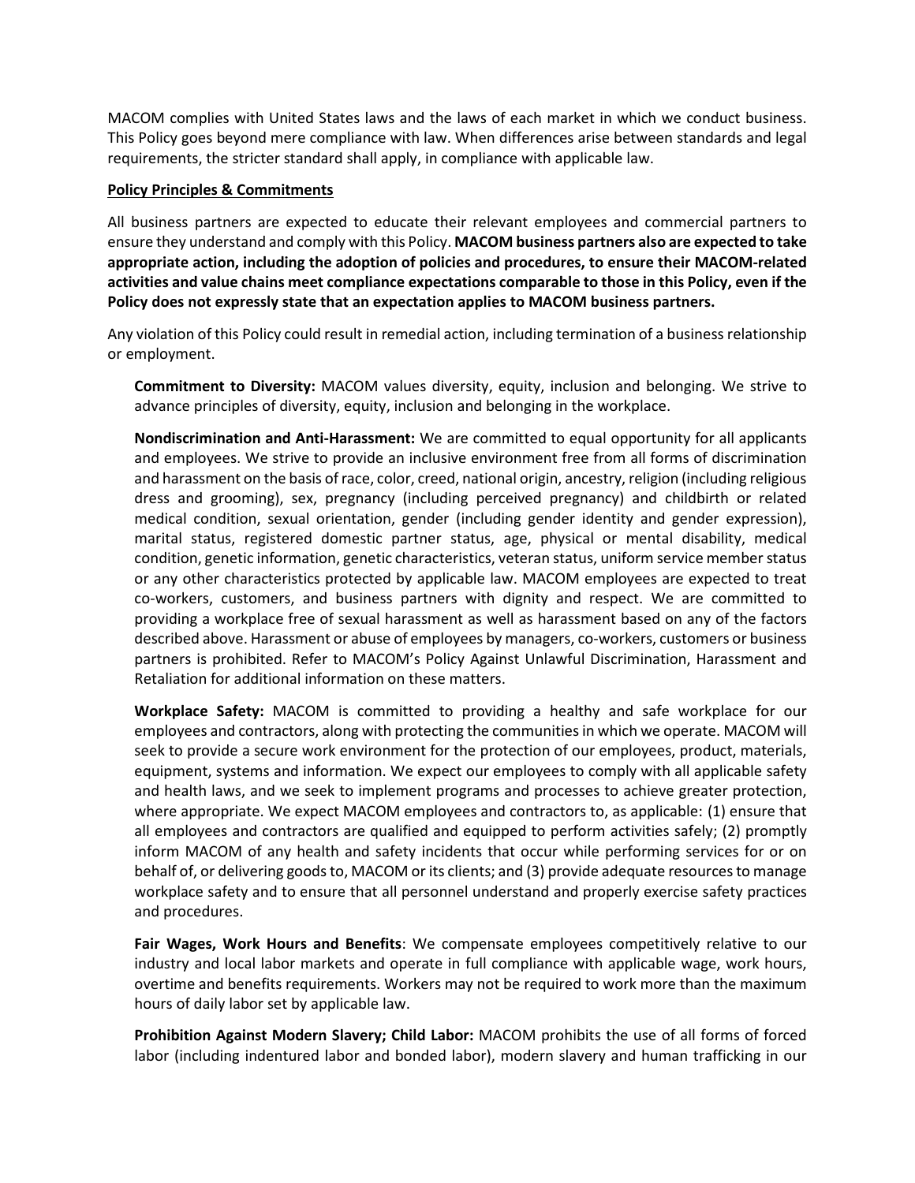MACOM complies with United States laws and the laws of each market in which we conduct business. This Policy goes beyond mere compliance with law. When differences arise between standards and legal requirements, the stricter standard shall apply, in compliance with applicable law.

**Policy Principles & Commitments**

All business partners are expected to educate their relevant employees and commercial partners to ensure they understand and comply with this Policy. **MACOM business partners also are expected to take appropriate action, including the adoption of policies and procedures, to ensure their MACOM-related activities and value chains meet compliance expectations comparable to those in this Policy, even if the Policy does not expressly state that an expectation applies to MACOM business partners.**

Any violation of this Policy could result in remedial action, including termination of a business relationship or employment.

**Commitment to Diversity:** MACOM values diversity, equity, inclusion and belonging. We strive to advance principles of diversity, equity, inclusion and belonging in the workplace.

**Nondiscrimination and Anti-Harassment:** We are committed to equal opportunity for all applicants and employees. We strive to provide an inclusive environment free from all forms of discrimination and harassment on the basis of race, color, creed, national origin, ancestry, religion (including religious dress and grooming), sex, pregnancy (including perceived pregnancy) and childbirth or related medical condition, sexual orientation, gender (including gender identity and gender expression), marital status, registered domestic partner status, age, physical or mental disability, medical condition, genetic information, genetic characteristics, veteran status, uniform service member status or any other characteristics protected by applicable law. MACOM employees are expected to treat co-workers, customers, and business partners with dignity and respect. We are committed to providing a workplace free of sexual harassment as well as harassment based on any of the factors described above. Harassment or abuse of employees by managers, co-workers, customers or business partners is prohibited. Refer to MACOM's Policy Against Unlawful Discrimination, Harassment and Retaliation for additional information on these matters.

**Workplace Safety:** MACOM is committed to providing a healthy and safe workplace for our employees and contractors, along with protecting the communities in which we operate. MACOM will seek to provide a secure work environment for the protection of our employees, product, materials, equipment, systems and information. We expect our employees to comply with all applicable safety and health laws, and we seek to implement programs and processes to achieve greater protection, where appropriate. We expect MACOM employees and contractors to, as applicable: (1) ensure that all employees and contractors are qualified and equipped to perform activities safely; (2) promptly inform MACOM of any health and safety incidents that occur while performing services for or on behalf of, or delivering goods to, MACOM or its clients; and (3) provide adequate resources to manage workplace safety and to ensure that all personnel understand and properly exercise safety practices and procedures.

**Fair Wages, Work Hours and Benefits**: We compensate employees competitively relative to our industry and local labor markets and operate in full compliance with applicable wage, work hours, overtime and benefits requirements. Workers may not be required to work more than the maximum hours of daily labor set by applicable law.

**Prohibition Against Modern Slavery; Child Labor:** MACOM prohibits the use of all forms of forced labor (including indentured labor and bonded labor), modern slavery and human trafficking in our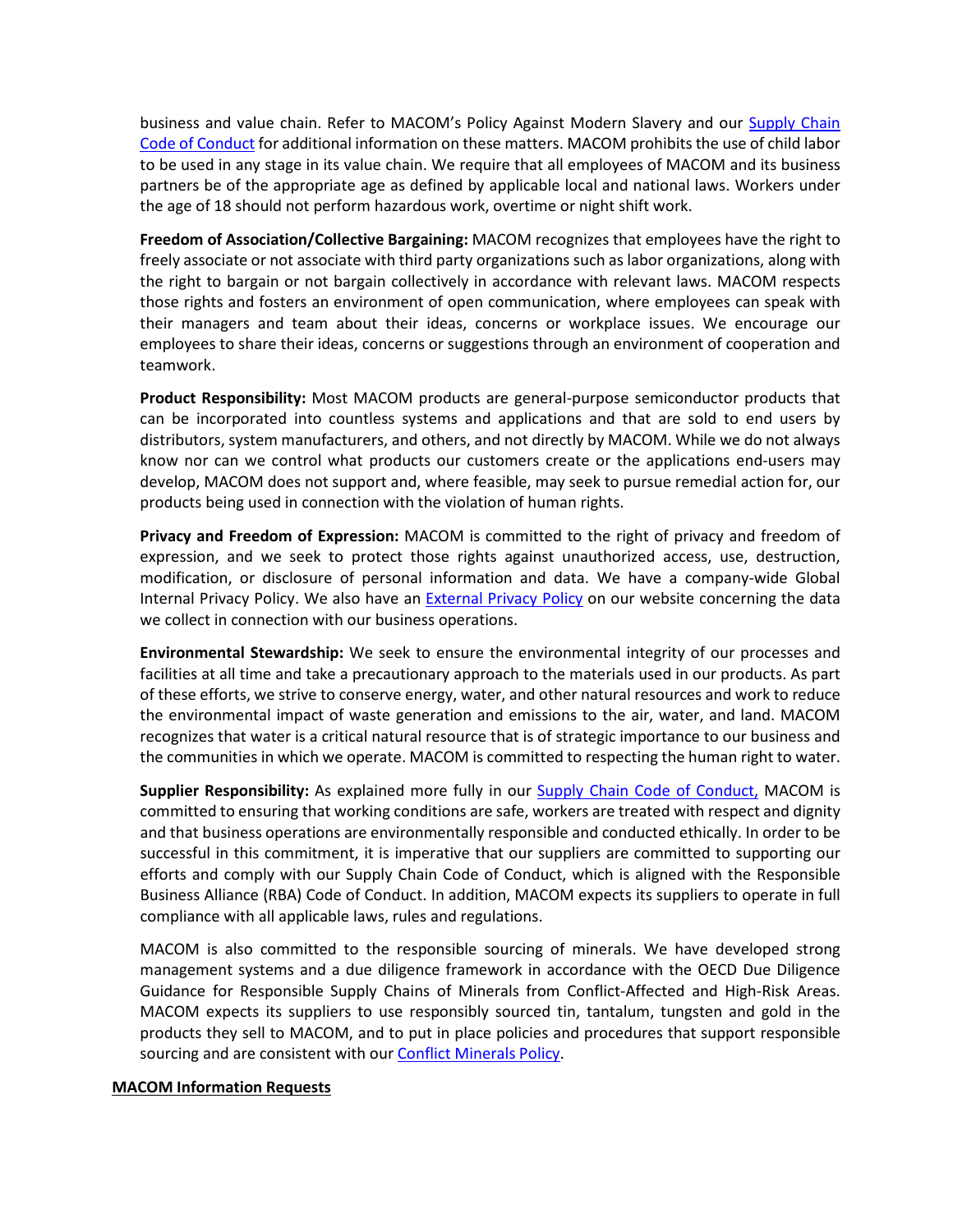business and value chain. Refer to MACOM's Policy Against Modern Slavery and our [Supply Chain Code of Conduct]() for additional information on these matters. MACOM prohibits the use of child labor to be used in any stage in its value chain. We require that all employees of MACOM and its business partners be of the appropriate age as defined by applicable local and national laws. Workers under the age of 18 should not perform hazardous work, overtime or night shift work.

**Freedom of Association/Collective Bargaining:** MACOM recognizes that employees have the right to freely associate or not associate with third party organizations such as labor organizations, along with the right to bargain or not bargain collectively in accordance with relevant laws. MACOM respects those rights and fosters an environment of open communication, where employees can speak with their managers and team about their ideas, concerns or workplace issues. We encourage our employees to share their ideas, concerns or suggestions through an environment of cooperation and teamwork.

**Product Responsibility:** Most MACOM products are general-purpose semiconductor products that can be incorporated into countless systems and applications and that are sold to end users by distributors, system manufacturers, and others, and not directly by MACOM. While we do not always know nor can we control what products our customers create or the applications end-users may develop, MACOM does not support and, where feasible, may seek to pursue remedial action for, our products being used in connection with the violation of human rights.

**Privacy and Freedom of Expression:** MACOM is committed to the right of privacy and freedom of expression, and we seek to protect those rights against unauthorized access, use, destruction, modification, or disclosure of personal information and data. We have a company-wide Global Internal Privacy Policy. We also have an [External Privacy Policy]() on our website concerning the data we collect in connection with our business operations.

**Environmental Stewardship:** We seek to ensure the environmental integrity of our processes and facilities at all time and take a precautionary approach to the materials used in our products. As part of these efforts, we strive to conserve energy, water, and other natural resources and work to reduce the environmental impact of waste generation and emissions to the air, water, and land. MACOM recognizes that water is a critical natural resource that is of strategic importance to our business and the communities in which we operate. MACOM is committed to respecting the human right to water.

**Supplier Responsibility:** As explained more fully in our [Supply Chain Code of Conduct,]() MACOM is committed to ensuring that working conditions are safe, workers are treated with respect and dignity and that business operations are environmentally responsible and conducted ethically. In order to be successful in this commitment, it is imperative that our suppliers are committed to supporting our efforts and comply with our Supply Chain Code of Conduct, which is aligned with the Responsible Business Alliance (RBA) Code of Conduct. In addition, MACOM expects its suppliers to operate in full compliance with all applicable laws, rules and regulations.

MACOM is also committed to the responsible sourcing of minerals. We have developed strong management systems and a due diligence framework in accordance with the OECD Due Diligence Guidance for Responsible Supply Chains of Minerals from Conflict-Affected and High-Risk Areas. MACOM expects its suppliers to use responsibly sourced tin, tantalum, tungsten and gold in the products they sell to MACOM, and to put in place policies and procedures that support responsible sourcing and are consistent with our [Conflict Minerals Policy]().

**MACOM Information Requests**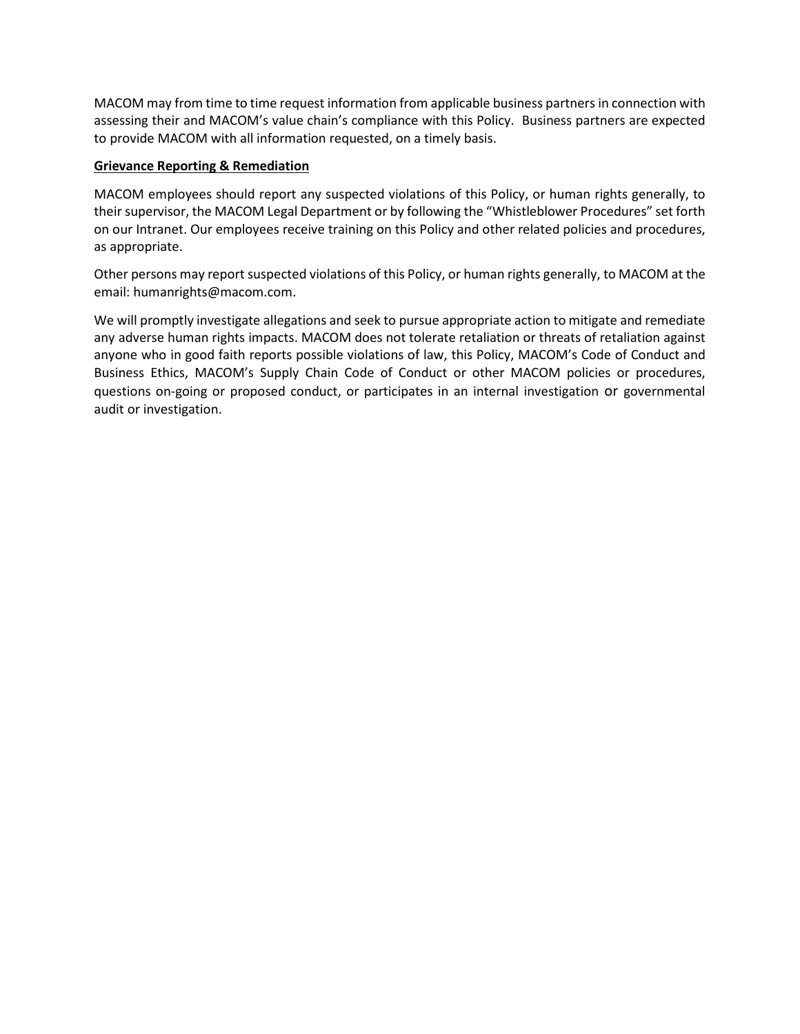MACOM may from time to time request information from applicable business partners in connection with assessing their and MACOM's value chain's compliance with this Policy. Business partners are expected to provide MACOM with all information requested, on a timely basis.

**Grievance Reporting & Remediation**

MACOM employees should report any suspected violations of this Policy, or human rights generally, to their supervisor, the MACOM Legal Department or by following the "Whistleblower Procedures" set forth on our Intranet. Our employees receive training on this Policy and other related policies and procedures, as appropriate.

Other persons may report suspected violations of this Policy, or human rights generally, to MACOM at the email: humanrights@macom.com.

We will promptly investigate allegations and seek to pursue appropriate action to mitigate and remediate any adverse human rights impacts. MACOM does not tolerate retaliation or threats of retaliation against anyone who in good faith reports possible violations of law, this Policy, MACOM's Code of Conduct and Business Ethics, MACOM's Supply Chain Code of Conduct or other MACOM policies or procedures, questions on-going or proposed conduct, or participates in an internal investigation or governmental audit or investigation.